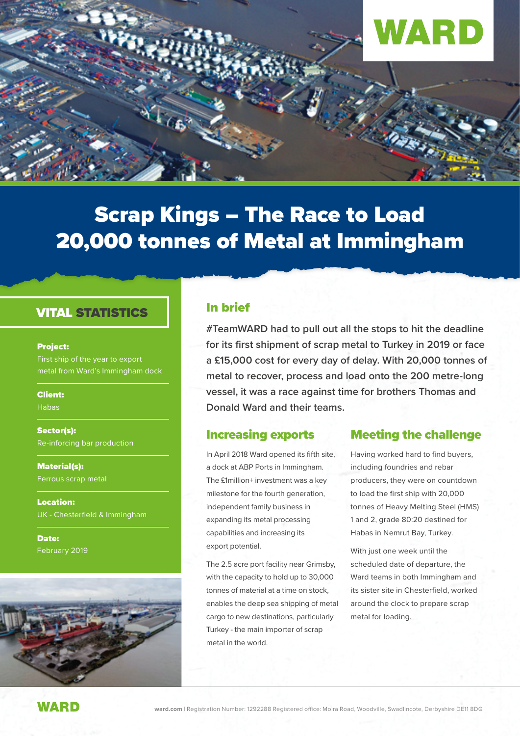# Scrap Kings – The Race to Load 20,000 tonnes of Metal at Immingham

## VITAL STATISTICS

**Project:**
First ship of the year to export metal from Ward's Immingham dock

**Client:**
Habas

**Sector(s):**
Re-inforcing bar production

**Material(s):**
Ferrous scrap metal

**Location:**
UK - Chesterfield & Immingham

**Date:**
February 2019

## In brief

**#TeamWARD had to pull out all the stops to hit the deadline for its first shipment of scrap metal to Turkey in 2019 or face a £15,000 cost for every day of delay. With 20,000 tonnes of metal to recover, process and load onto the 200 metre-long vessel, it was a race against time for brothers Thomas and Donald Ward and their teams.**

## Increasing exports

In April 2018 Ward opened its fifth site, a dock at ABP Ports in Immingham. The £1million+ investment was a key milestone for the fourth generation, independent family business in expanding its metal processing capabilities and increasing its export potential.

The 2.5 acre port facility near Grimsby, with the capacity to hold up to 30,000 tonnes of material at a time on stock, enables the deep sea shipping of metal cargo to new destinations, particularly Turkey - the main importer of scrap metal in the world.

## Meeting the challenge

Having worked hard to find buyers, including foundries and rebar producers, they were on countdown to load the first ship with 20,000 tonnes of Heavy Melting Steel (HMS) 1 and 2, grade 80:20 destined for Habas in Nemrut Bay, Turkey.

With just one week until the scheduled date of departure, the Ward teams in both Immingham and its sister site in Chesterfield, worked around the clock to prepare scrap metal for loading.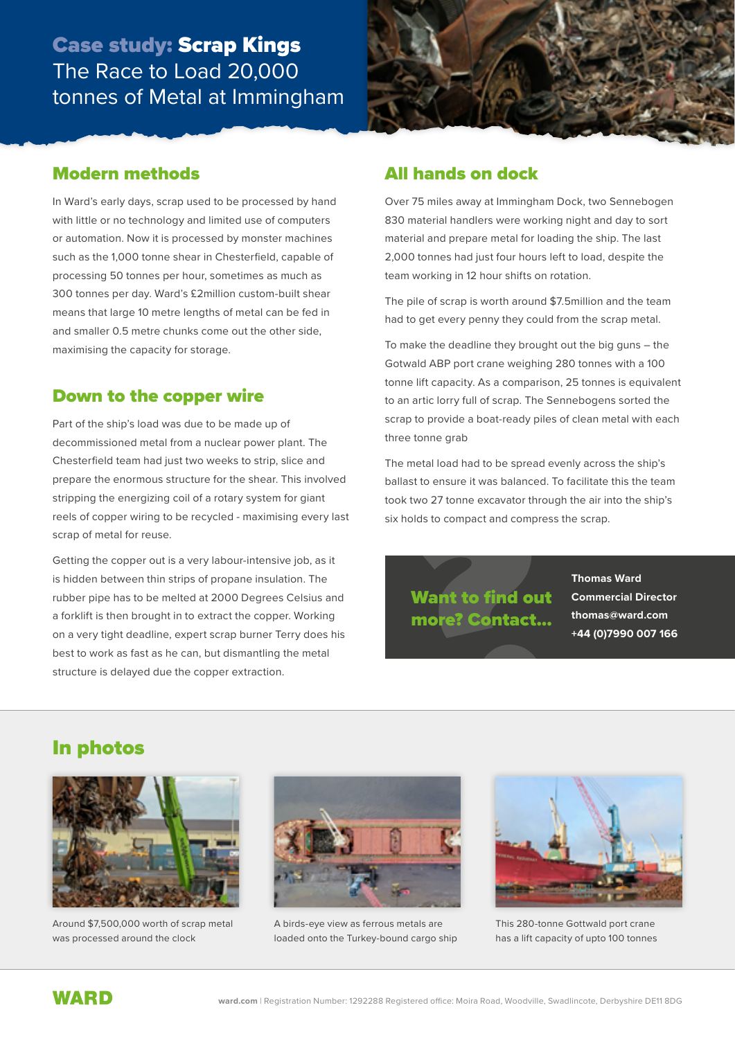# Case study: Scrap Kings
## The Race to Load 20,000 tonnes of Metal at Immingham

## Modern methods

In Ward's early days, scrap used to be processed by hand with little or no technology and limited use of computers or automation. Now it is processed by monster machines such as the 1,000 tonne shear in Chesterfield, capable of processing 50 tonnes per hour, sometimes as much as 300 tonnes per day. Ward's £2million custom-built shear means that large 10 metre lengths of metal can be fed in and smaller 0.5 metre chunks come out the other side, maximising the capacity for storage.

## Down to the copper wire

Part of the ship's load was due to be made up of decommissioned metal from a nuclear power plant. The Chesterfield team had just two weeks to strip, slice and prepare the enormous structure for the shear. This involved stripping the energizing coil of a rotary system for giant reels of copper wiring to be recycled - maximising every last scrap of metal for reuse.

Getting the copper out is a very labour-intensive job, as it is hidden between thin strips of propane insulation. The rubber pipe has to be melted at 2000 Degrees Celsius and a forklift is then brought in to extract the copper. Working on a very tight deadline, expert scrap burner Terry does his best to work as fast as he can, but dismantling the metal structure is delayed due the copper extraction.

## All hands on dock

Over 75 miles away at Immingham Dock, two Sennebogen 830 material handlers were working night and day to sort material and prepare metal for loading the ship. The last 2,000 tonnes had just four hours left to load, despite the team working in 12 hour shifts on rotation.

The pile of scrap is worth around $7.5million and the team had to get every penny they could from the scrap metal.

To make the deadline they brought out the big guns – the Gotwald ABP port crane weighing 280 tonnes with a 100 tonne lift capacity. As a comparison, 25 tonnes is equivalent to an artic lorry full of scrap. The Sennebogens sorted the scrap to provide a boat-ready piles of clean metal with each three tonne grab

The metal load had to be spread evenly across the ship's ballast to ensure it was balanced. To facilitate this the team took two 27 tonne excavator through the air into the ship's six holds to compact and compress the scrap.

**Want to find out more? Contact...**

**Thomas Ward**
**Commercial Director**
**thomas@ward.com**
**+44 (0)7990 007 166**

## In photos

Around $7,500,000 worth of scrap metal was processed around the clock

A birds-eye view as ferrous metals are loaded onto the Turkey-bound cargo ship

This 280-tonne Gottwald port crane has a lift capacity of upto 100 tonnes

**WARD**

**ward.com** | Registration Number: 1292288 Registered office: Moira Road, Woodville, Swadlincote, Derbyshire DE11 8DG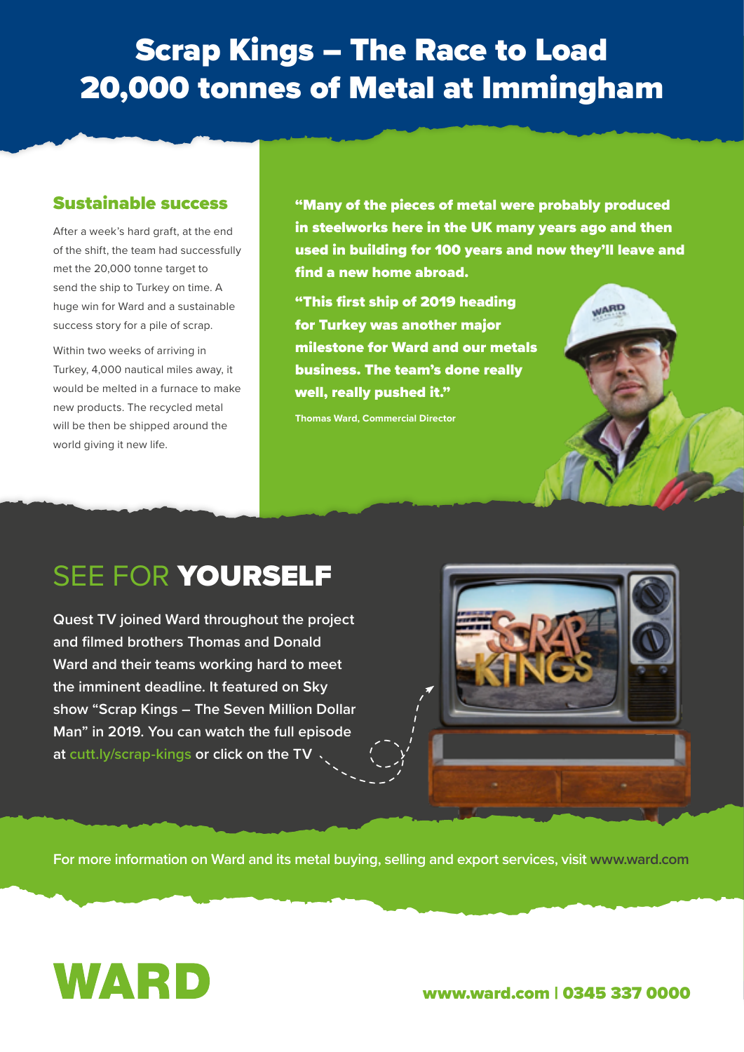# Scrap Kings – The Race to Load 20,000 tonnes of Metal at Immingham

## Sustainable success

After a week's hard graft, at the end of the shift, the team had successfully met the 20,000 tonne target to send the ship to Turkey on time. A huge win for Ward and a sustainable success story for a pile of scrap.

Within two weeks of arriving in Turkey, 4,000 nautical miles away, it would be melted in a furnace to make new products. The recycled metal will be then be shipped around the world giving it new life.

**"Many of the pieces of metal were probably produced in steelworks here in the UK many years ago and then used in building for 100 years and now they'll leave and find a new home abroad.**

**"This first ship of 2019 heading for Turkey was another major milestone for Ward and our metals business. The team's done really well, really pushed it."**

Thomas Ward, Commercial Director

## SEE FOR **YOURSELF**

Quest TV joined Ward throughout the project and filmed brothers Thomas and Donald Ward and their teams working hard to meet the imminent deadline. It featured on Sky show "Scrap Kings – The Seven Million Dollar Man" in 2019. You can watch the full episode at cutt.ly/scrap-kings or click on the TV

For more information on Ward and its metal buying, selling and export services, visit www.ward.com

**WARD**

**www.ward.com | 0345 337 0000**